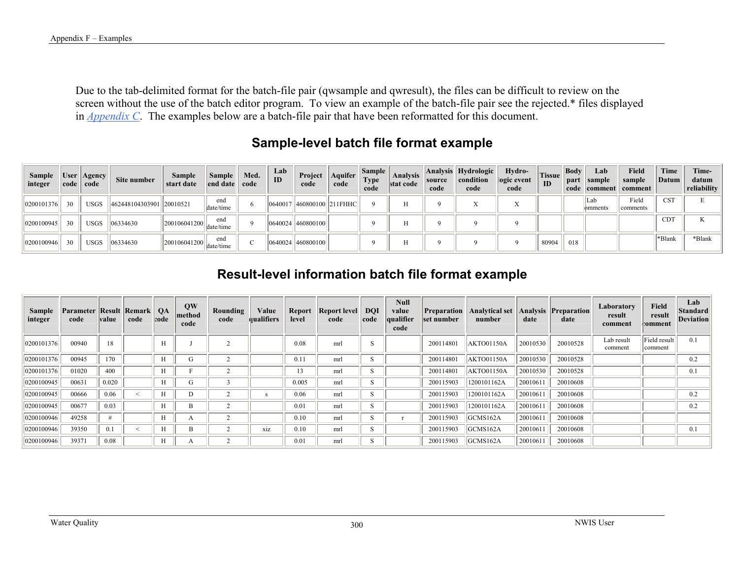Due to the tab-delimited format for the batch-file pair (qwsample and qwresult), the files can be difficult to review on the screen without the use of the batch editor program. To view an example of the batch-file pair see the rejected.* files displayed in *Appendix C*. The examples below are a batch-file pair that have been reformatted for this document.

## Sample-level batch file format example

| Sample integer | User code | Agency code | Site number | Sample start date | Sample end date | Med. code | Lab ID | Project code | Aquifer code | Sample Type code | Analysis stat code | Analysis source code | Hydrologic condition code | Hydro-logic event code | Tissue ID | Body part code | Lab sample comment | Field sample comment | Time Datum | Time-datum reliability |
|---|---|---|---|---|---|---|---|---|---|---|---|---|---|---|---|---|---|---|---|---|
| 0200101376 | 30 | USGS | 462448104303901 | 20010521 | end date/time | 6 | 0640017 | 460800100 | 211FHHC | 9 | H | 9 | X | X | | | Lab omments | Field comments | CST | E |
| 0200100945 | 30 | USGS | 06334630 | 200106041200 | end date/time | 9 | 0640024 | 460800100 | | 9 | H | 9 | 9 | 9 | | | | | CDT | K |
| 0200100946 | 30 | USGS | 06334630 | 200106041200 | end date/time | C | 0640024 | 460800100 | | 9 | H | 9 | 9 | 9 | 80904 | 018 | | | *Blank | *Blank |

## Result-level information batch file format example

| Sample integer | Parameter code | Result value | Remark code | QA code | QW method code | Rounding code | Value qualifiers | Report level | Report level code | DQI code | Null value qualifier code | Preparation set number | Analytical set number | Analysis date | Preparation date | Laboratory result comment | Field result comment | Lab Standard Deviation |
|---|---|---|---|---|---|---|---|---|---|---|---|---|---|---|---|---|---|---|
| 0200101376 | 00940 | 18 | | H | J | 2 | | 0.08 | mrl | S | | 200114801 | AKTO01150A | 20010530 | 20010528 | Lab result comment | Field result comment | 0.1 |
| 0200101376 | 00945 | 170 | | H | G | 2 | | 0.11 | mrl | S | | 200114801 | AKTO01150A | 20010530 | 20010528 | | | 0.2 |
| 0200101376 | 01020 | 400 | | H | F | 2 | | 13 | mrl | S | | 200114801 | AKTO01150A | 20010530 | 20010528 | | | 0.1 |
| 0200100945 | 00631 | 0.020 | | H | G | 3 | | 0.005 | mrl | S | | 200115903 | 1200101162A | 20010611 | 20010608 | | | |
| 0200100945 | 00666 | 0.06 | < | H | D | 2 | s | 0.06 | mrl | S | | 200115903 | 1200101162A | 20010611 | 20010608 | | | 0.2 |
| 0200100945 | 00677 | 0.03 | | H | B | 2 | | 0.01 | mrl | S | | 200115903 | 1200101162A | 20010611 | 20010608 | | | 0.2 |
| 0200100946 | 49258 | # | | H | A | 2 | | 0.10 | mrl | S | r | 200115903 | GCMS162A | 20010611 | 20010608 | | | |
| 0200100946 | 39350 | 0.1 | < | H | B | 2 | xiz | 0.10 | mrl | S | | 200115903 | GCMS162A | 20010611 | 20010608 | | | 0.1 |
| 0200100946 | 39371 | 0.08 | | H | A | 2 | | 0.01 | mrl | S | | 200115903 | GCMS162A | 20010611 | 20010608 | | | |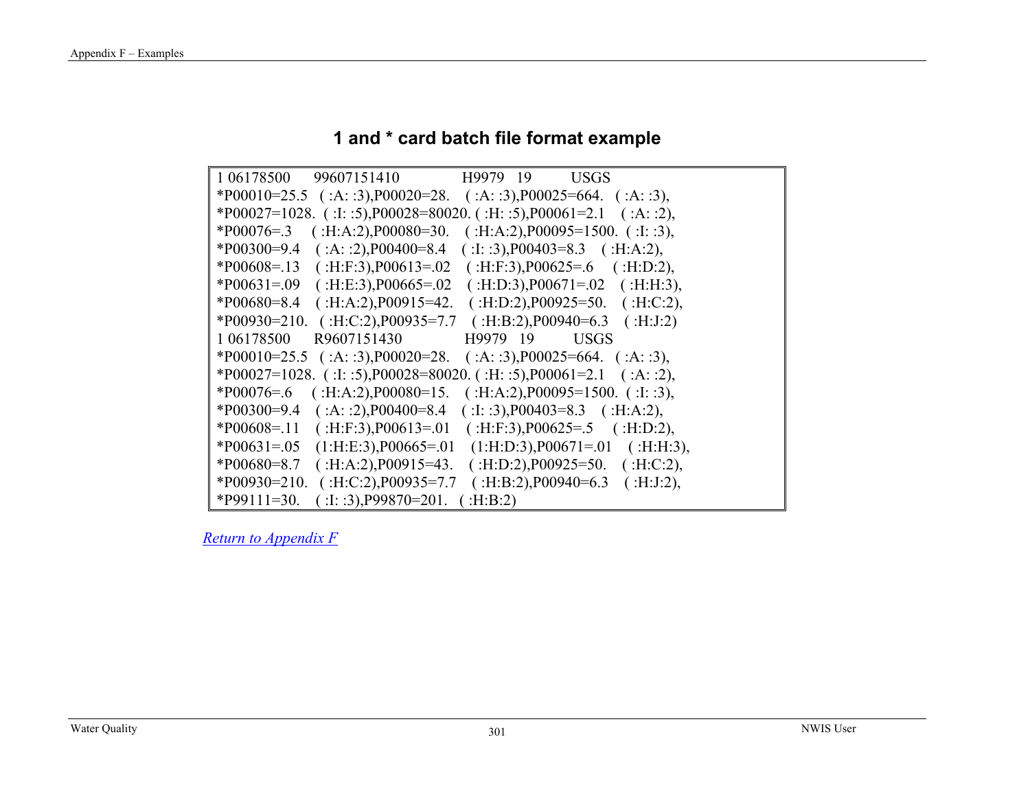# 1 and * card batch file format example

```
1 06178500      99607151410              H9979   19          USGS
*P00010=25.5   ( :A: :3),P00020=28.    ( :A: :3),P00025=664.   ( :A: :3),
*P00027=1028.  ( :I: :5),P00028=80020. ( :H: :5),P00061=2.1    ( :A: :2),
*P00076=.3     ( :H:A:2),P00080=30.    ( :H:A:2),P00095=1500.  ( :I: :3),
*P00300=9.4    ( :A: :2),P00400=8.4    ( :I: :3),P00403=8.3    ( :H:A:2),
*P00608=.13    ( :H:F:3),P00613=.02    ( :H:F:3),P00625=.6     ( :H:D:2),
*P00631=.09    ( :H:E:3),P00665=.02    ( :H:D:3),P00671=.02    ( :H:H:3),
*P00680=8.4    ( :H:A:2),P00915=42.    ( :H:D:2),P00925=50.    ( :H:C:2),
*P00930=210.   ( :H:C:2),P00935=7.7    ( :H:B:2),P00940=6.3    ( :H:J:2)
1 06178500      R9607151430              H9979   19          USGS
*P00010=25.5   ( :A: :3),P00020=28.    ( :A: :3),P00025=664.   ( :A: :3),
*P00027=1028.  ( :I: :5),P00028=80020. ( :H: :5),P00061=2.1    ( :A: :2),
*P00076=.6     ( :H:A:2),P00080=15.    ( :H:A:2),P00095=1500.  ( :I: :3),
*P00300=9.4    ( :A: :2),P00400=8.4    ( :I: :3),P00403=8.3    ( :H:A:2),
*P00608=.11    ( :H:F:3),P00613=.01    ( :H:F:3),P00625=.5     ( :H:D:2),
*P00631=.05    (1:H:E:3),P00665=.01    (1:H:D:3),P00671=.01    ( :H:H:3),
*P00680=8.7    ( :H:A:2),P00915=43.    ( :H:D:2),P00925=50.    ( :H:C:2),
*P00930=210.   ( :H:C:2),P00935=7.7    ( :H:B:2),P00940=6.3    ( :H:J:2),
*P99111=30.    ( :I: :3),P99870=201.   ( :H:B:2)
```

*Return to Appendix F*